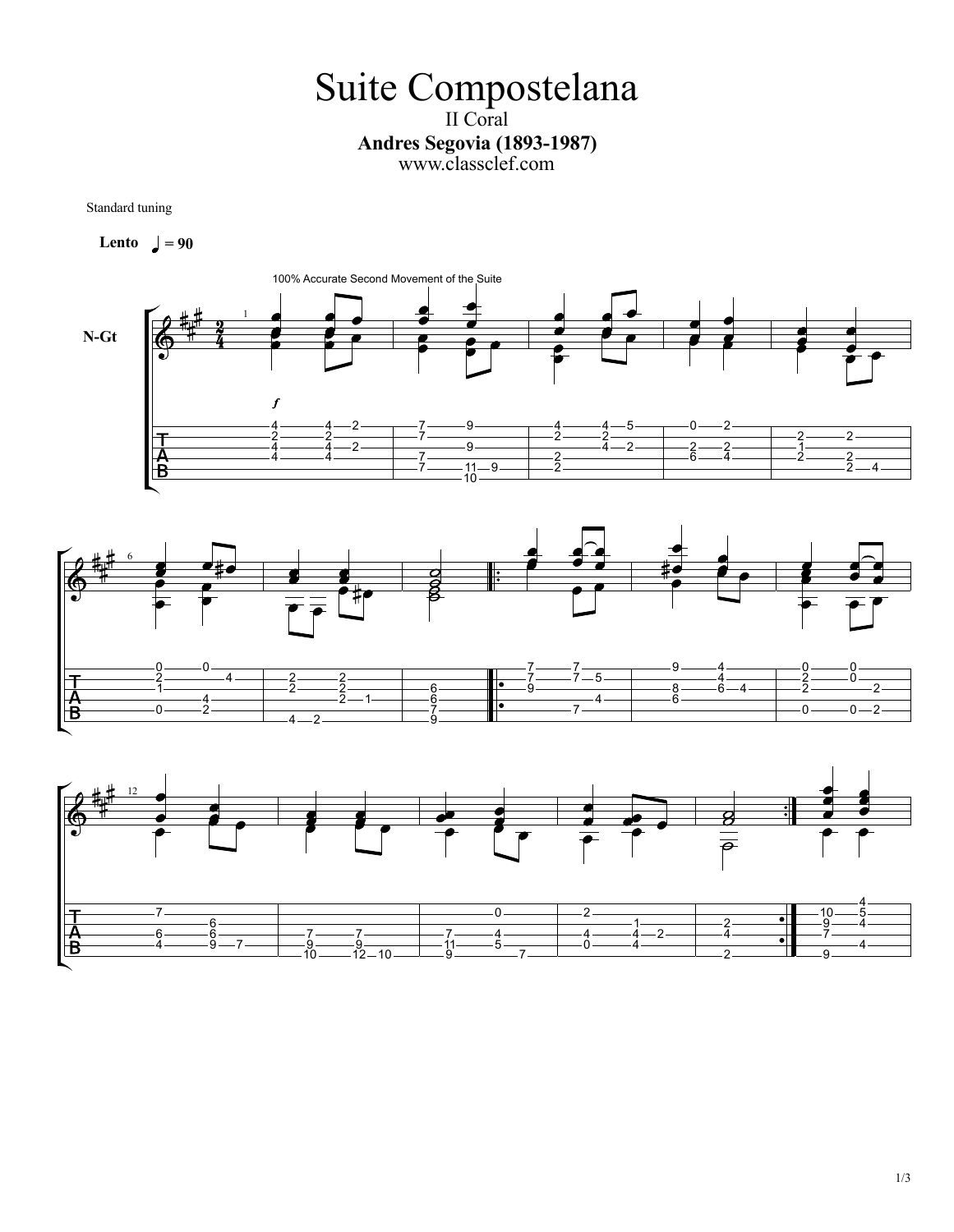# Suite Compostelana

II Coral

**Andres Segovia (1893-1987)**

www.classclef.com

Standard tuning

**Lento** ♩ = 90

100% Accurate Second Movement of the Suite